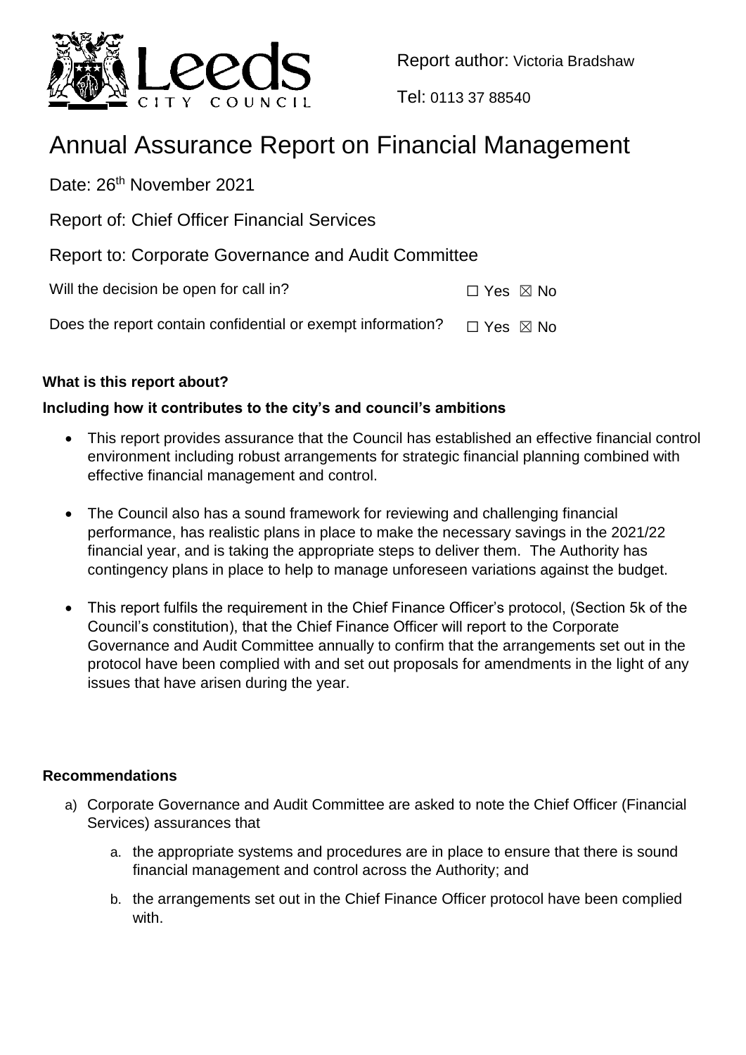Report author: Victoria Bradshaw

Tel: 0113 37 88540

# Annual Assurance Report on Financial Management

Date: 26th November 2021

Report of: Chief Officer Financial Services

Report to: Corporate Governance and Audit Committee

Will the decision be open for call in? ☐ Yes ☒ No

Does the report contain confidential or exempt information? ☐ Yes ☒ No

**What is this report about?**

**Including how it contributes to the city's and council's ambitions**

- This report provides assurance that the Council has established an effective financial control environment including robust arrangements for strategic financial planning combined with effective financial management and control.
- The Council also has a sound framework for reviewing and challenging financial performance, has realistic plans in place to make the necessary savings in the 2021/22 financial year, and is taking the appropriate steps to deliver them. The Authority has contingency plans in place to help to manage unforeseen variations against the budget.
- This report fulfils the requirement in the Chief Finance Officer's protocol, (Section 5k of the Council's constitution), that the Chief Finance Officer will report to the Corporate Governance and Audit Committee annually to confirm that the arrangements set out in the protocol have been complied with and set out proposals for amendments in the light of any issues that have arisen during the year.

**Recommendations**

a) Corporate Governance and Audit Committee are asked to note the Chief Officer (Financial Services) assurances that

   a. the appropriate systems and procedures are in place to ensure that there is sound financial management and control across the Authority; and

   b. the arrangements set out in the Chief Finance Officer protocol have been complied with.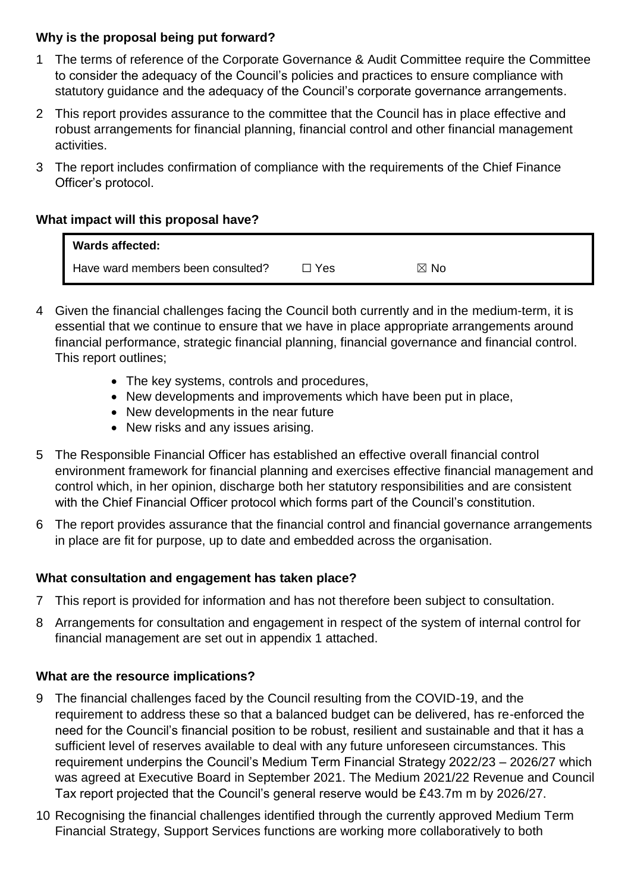**Why is the proposal being put forward?**

1 The terms of reference of the Corporate Governance & Audit Committee require the Committee to consider the adequacy of the Council's policies and practices to ensure compliance with statutory guidance and the adequacy of the Council's corporate governance arrangements.

2 This report provides assurance to the committee that the Council has in place effective and robust arrangements for financial planning, financial control and other financial management activities.

3 The report includes confirmation of compliance with the requirements of the Chief Finance Officer's protocol.

**What impact will this proposal have?**

| **Wards affected:** | | |
|---|---|---|
| Have ward members been consulted? | ☐ Yes | ☒ No |

4 Given the financial challenges facing the Council both currently and in the medium-term, it is essential that we continue to ensure that we have in place appropriate arrangements around financial performance, strategic financial planning, financial governance and financial control. This report outlines;

- The key systems, controls and procedures,
- New developments and improvements which have been put in place,
- New developments in the near future
- New risks and any issues arising.

5 The Responsible Financial Officer has established an effective overall financial control environment framework for financial planning and exercises effective financial management and control which, in her opinion, discharge both her statutory responsibilities and are consistent with the Chief Financial Officer protocol which forms part of the Council's constitution.

6 The report provides assurance that the financial control and financial governance arrangements in place are fit for purpose, up to date and embedded across the organisation.

**What consultation and engagement has taken place?**

7 This report is provided for information and has not therefore been subject to consultation.

8 Arrangements for consultation and engagement in respect of the system of internal control for financial management are set out in appendix 1 attached.

**What are the resource implications?**

9 The financial challenges faced by the Council resulting from the COVID-19, and the requirement to address these so that a balanced budget can be delivered, has re-enforced the need for the Council's financial position to be robust, resilient and sustainable and that it has a sufficient level of reserves available to deal with any future unforeseen circumstances. This requirement underpins the Council's Medium Term Financial Strategy 2022/23 – 2026/27 which was agreed at Executive Board in September 2021. The Medium 2021/22 Revenue and Council Tax report projected that the Council's general reserve would be £43.7m m by 2026/27.

10 Recognising the financial challenges identified through the currently approved Medium Term Financial Strategy, Support Services functions are working more collaboratively to both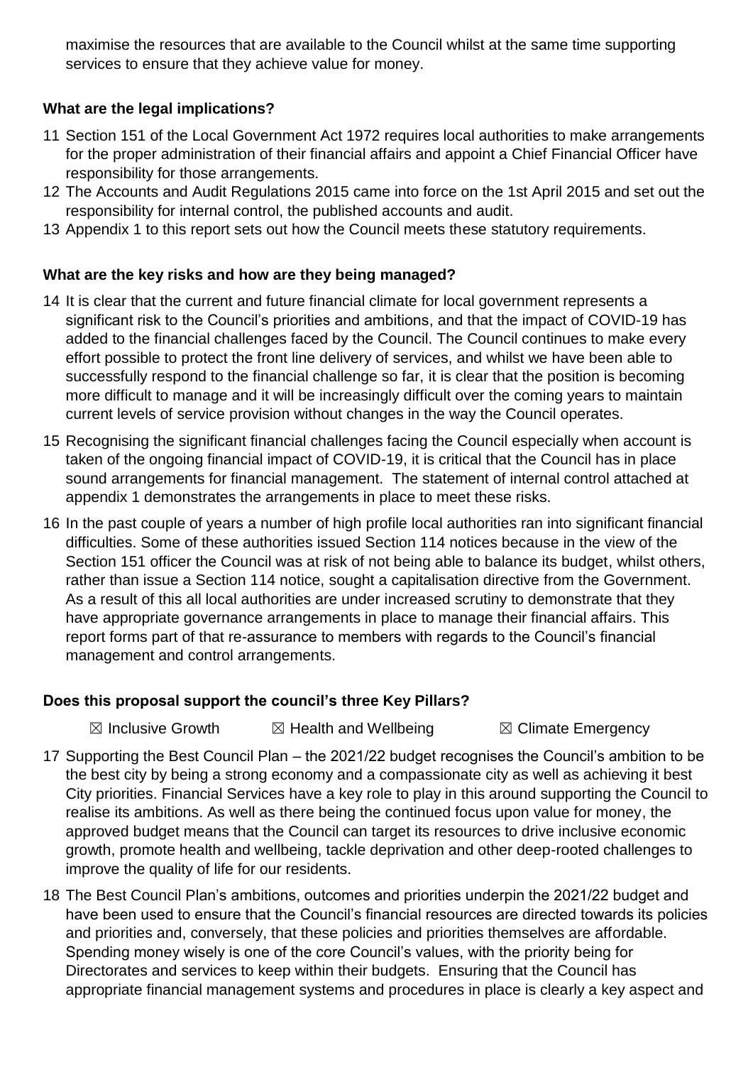maximise the resources that are available to the Council whilst at the same time supporting services to ensure that they achieve value for money.

**What are the legal implications?**

11 Section 151 of the Local Government Act 1972 requires local authorities to make arrangements for the proper administration of their financial affairs and appoint a Chief Financial Officer have responsibility for those arrangements.

12 The Accounts and Audit Regulations 2015 came into force on the 1st April 2015 and set out the responsibility for internal control, the published accounts and audit.

13 Appendix 1 to this report sets out how the Council meets these statutory requirements.

**What are the key risks and how are they being managed?**

14 It is clear that the current and future financial climate for local government represents a significant risk to the Council's priorities and ambitions, and that the impact of COVID-19 has added to the financial challenges faced by the Council. The Council continues to make every effort possible to protect the front line delivery of services, and whilst we have been able to successfully respond to the financial challenge so far, it is clear that the position is becoming more difficult to manage and it will be increasingly difficult over the coming years to maintain current levels of service provision without changes in the way the Council operates.

15 Recognising the significant financial challenges facing the Council especially when account is taken of the ongoing financial impact of COVID-19, it is critical that the Council has in place sound arrangements for financial management. The statement of internal control attached at appendix 1 demonstrates the arrangements in place to meet these risks.

16 In the past couple of years a number of high profile local authorities ran into significant financial difficulties. Some of these authorities issued Section 114 notices because in the view of the Section 151 officer the Council was at risk of not being able to balance its budget, whilst others, rather than issue a Section 114 notice, sought a capitalisation directive from the Government. As a result of this all local authorities are under increased scrutiny to demonstrate that they have appropriate governance arrangements in place to manage their financial affairs. This report forms part of that re-assurance to members with regards to the Council's financial management and control arrangements.

**Does this proposal support the council's three Key Pillars?**

☒ Inclusive Growth ☒ Health and Wellbeing ☒ Climate Emergency

17 Supporting the Best Council Plan – the 2021/22 budget recognises the Council's ambition to be the best city by being a strong economy and a compassionate city as well as achieving it best City priorities. Financial Services have a key role to play in this around supporting the Council to realise its ambitions. As well as there being the continued focus upon value for money, the approved budget means that the Council can target its resources to drive inclusive economic growth, promote health and wellbeing, tackle deprivation and other deep-rooted challenges to improve the quality of life for our residents.

18 The Best Council Plan's ambitions, outcomes and priorities underpin the 2021/22 budget and have been used to ensure that the Council's financial resources are directed towards its policies and priorities and, conversely, that these policies and priorities themselves are affordable. Spending money wisely is one of the core Council's values, with the priority being for Directorates and services to keep within their budgets. Ensuring that the Council has appropriate financial management systems and procedures in place is clearly a key aspect and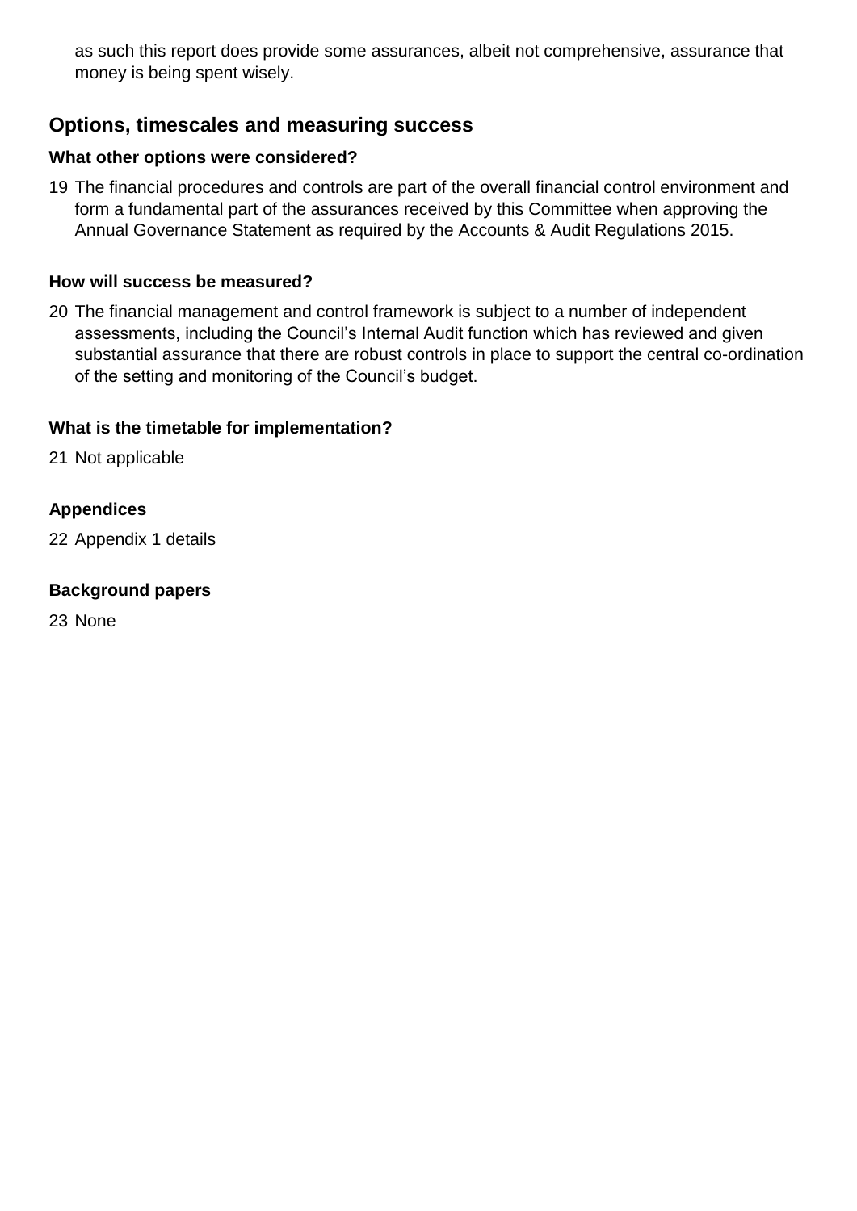as such this report does provide some assurances, albeit not comprehensive, assurance that money is being spent wisely.

## Options, timescales and measuring success

### What other options were considered?

19 The financial procedures and controls are part of the overall financial control environment and form a fundamental part of the assurances received by this Committee when approving the Annual Governance Statement as required by the Accounts & Audit Regulations 2015.

### How will success be measured?

20 The financial management and control framework is subject to a number of independent assessments, including the Council's Internal Audit function which has reviewed and given substantial assurance that there are robust controls in place to support the central co-ordination of the setting and monitoring of the Council's budget.

### What is the timetable for implementation?

21 Not applicable

### Appendices

22 Appendix 1 details

### Background papers

23 None